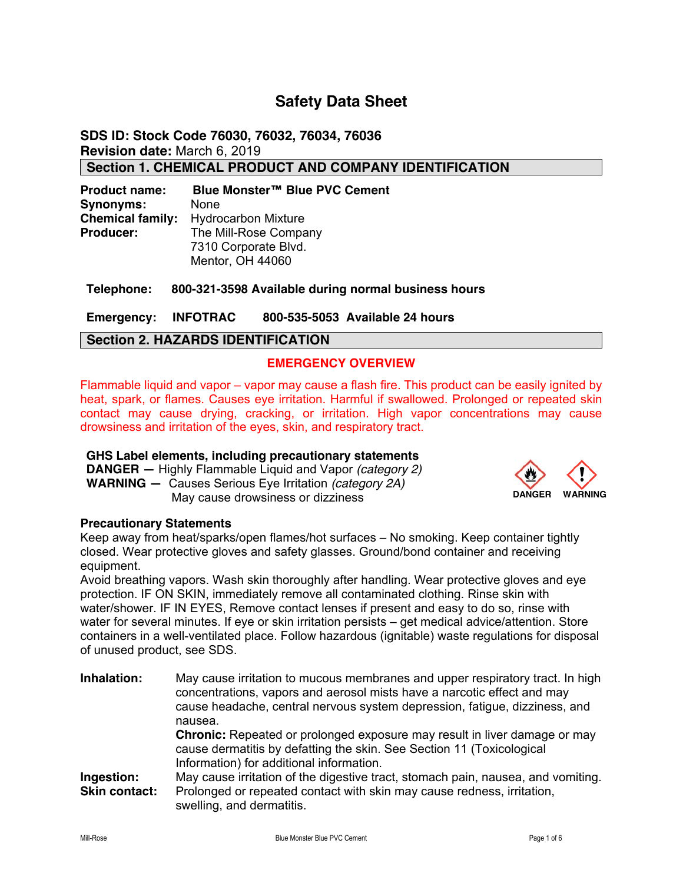# Safety Data Sheet

**SDS ID: Stock Code 76030, 76032, 76034, 76036**
**Revision date:** March 6, 2019

## Section 1. CHEMICAL PRODUCT AND COMPANY IDENTIFICATION

**Product name:** **Blue Monster™ Blue PVC Cement**
**Synonyms:** None
**Chemical family:** Hydrocarbon Mixture
**Producer:** The Mill-Rose Company
7310 Corporate Blvd.
Mentor, OH 44060

**Telephone: 800-321-3598 Available during normal business hours**

**Emergency: INFOTRAC 800-535-5053 Available 24 hours**

## Section 2. HAZARDS IDENTIFICATION

**EMERGENCY OVERVIEW**

Flammable liquid and vapor – vapor may cause a flash fire. This product can be easily ignited by heat, spark, or flames. Causes eye irritation. Harmful if swallowed. Prolonged or repeated skin contact may cause drying, cracking, or irritation. High vapor concentrations may cause drowsiness and irritation of the eyes, skin, and respiratory tract.

**GHS Label elements, including precautionary statements**
**DANGER —** Highly Flammable Liquid and Vapor *(category 2)*
**WARNING —** Causes Serious Eye Irritation *(category 2A)*
May cause drowsiness or dizziness

DANGER WARNING

**Precautionary Statements**
Keep away from heat/sparks/open flames/hot surfaces – No smoking. Keep container tightly closed. Wear protective gloves and safety glasses. Ground/bond container and receiving equipment.
Avoid breathing vapors. Wash skin thoroughly after handling. Wear protective gloves and eye protection. IF ON SKIN, immediately remove all contaminated clothing. Rinse skin with water/shower. IF IN EYES, Remove contact lenses if present and easy to do so, rinse with water for several minutes. If eye or skin irritation persists – get medical advice/attention. Store containers in a well-ventilated place. Follow hazardous (ignitable) waste regulations for disposal of unused product, see SDS.

**Inhalation:** May cause irritation to mucous membranes and upper respiratory tract. In high concentrations, vapors and aerosol mists have a narcotic effect and may cause headache, central nervous system depression, fatigue, dizziness, and nausea.
**Chronic:** Repeated or prolonged exposure may result in liver damage or may cause dermatitis by defatting the skin. See Section 11 (Toxicological Information) for additional information.

**Ingestion:** May cause irritation of the digestive tract, stomach pain, nausea, and vomiting.

**Skin contact:** Prolonged or repeated contact with skin may cause redness, irritation, swelling, and dermatitis.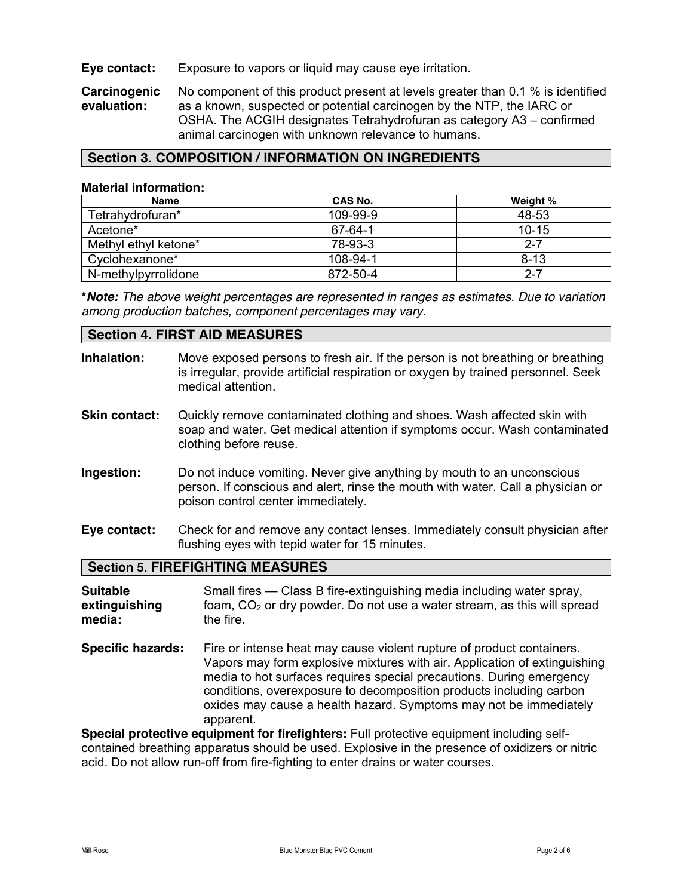**Eye contact:** Exposure to vapors or liquid may cause eye irritation.

**Carcinogenic evaluation:** No component of this product present at levels greater than 0.1 % is identified as a known, suspected or potential carcinogen by the NTP, the IARC or OSHA. The ACGIH designates Tetrahydrofuran as category A3 – confirmed animal carcinogen with unknown relevance to humans.

## Section 3. COMPOSITION / INFORMATION ON INGREDIENTS

**Material information:**

| Name | CAS No. | Weight % |
|---|---|---|
| Tetrahydrofuran* | 109-99-9 | 48-53 |
| Acetone* | 67-64-1 | 10-15 |
| Methyl ethyl ketone* | 78-93-3 | 2-7 |
| Cyclohexanone* | 108-94-1 | 8-13 |
| N-methylpyrrolidone | 872-50-4 | 2-7 |

***Note:** *The above weight percentages are represented in ranges as estimates. Due to variation among production batches, component percentages may vary.*

## Section 4. FIRST AID MEASURES

**Inhalation:** Move exposed persons to fresh air. If the person is not breathing or breathing is irregular, provide artificial respiration or oxygen by trained personnel. Seek medical attention.

**Skin contact:** Quickly remove contaminated clothing and shoes. Wash affected skin with soap and water. Get medical attention if symptoms occur. Wash contaminated clothing before reuse.

**Ingestion:** Do not induce vomiting. Never give anything by mouth to an unconscious person. If conscious and alert, rinse the mouth with water. Call a physician or poison control center immediately.

**Eye contact:** Check for and remove any contact lenses. Immediately consult physician after flushing eyes with tepid water for 15 minutes.

## Section 5. FIREFIGHTING MEASURES

**Suitable extinguishing media:** Small fires — Class B fire-extinguishing media including water spray, foam, $CO_2$ or dry powder. Do not use a water stream, as this will spread the fire.

**Specific hazards:** Fire or intense heat may cause violent rupture of product containers. Vapors may form explosive mixtures with air. Application of extinguishing media to hot surfaces requires special precautions. During emergency conditions, overexposure to decomposition products including carbon oxides may cause a health hazard. Symptoms may not be immediately apparent.

**Special protective equipment for firefighters:** Full protective equipment including self-contained breathing apparatus should be used. Explosive in the presence of oxidizers or nitric acid. Do not allow run-off from fire-fighting to enter drains or water courses.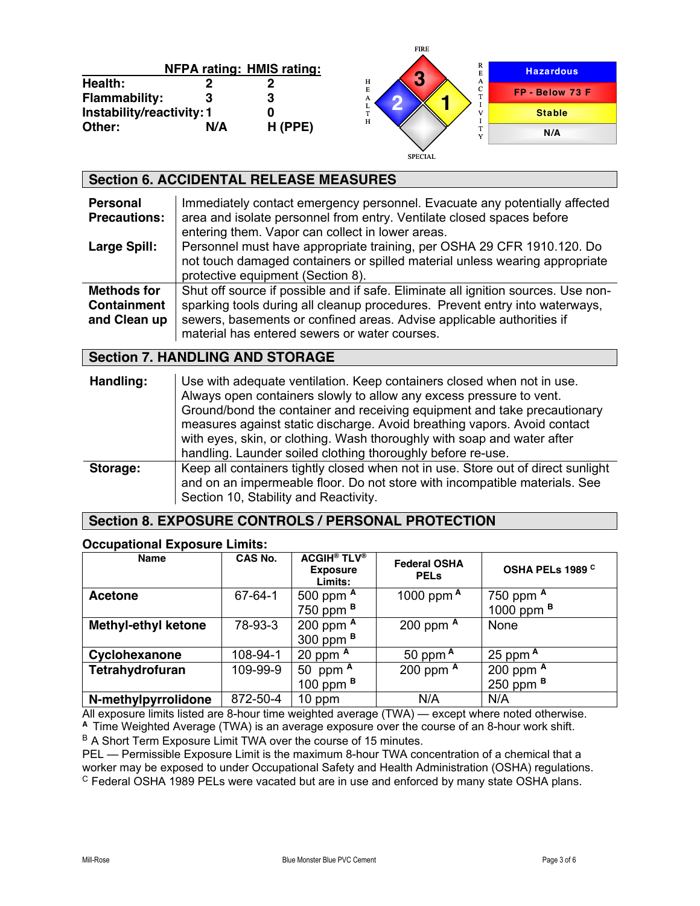| | NFPA rating: | HMIS rating: |
|---|---|---|
| **Health:** | 2 | 2 |
| **Flammability:** | 3 | 3 |
| **Instability/reactivity:** | 1 | 0 |
| **Other:** | N/A | H (PPE) |

FIRE: 3; HEALTH: 2; REACTIVITY: 1; SPECIAL: (blank)

| | |
|---|---|
| Hazardous | |
| FP - Below 73 F | |
| Stable | |
| N/A | |

## Section 6. ACCIDENTAL RELEASE MEASURES

| | |
|---|---|
| **Personal Precautions:** | Immediately contact emergency personnel. Evacuate any potentially affected area and isolate personnel from entry. Ventilate closed spaces before entering them. Vapor can collect in lower areas. |
| **Large Spill:** | Personnel must have appropriate training, per OSHA 29 CFR 1910.120. Do not touch damaged containers or spilled material unless wearing appropriate protective equipment (Section 8). |
| **Methods for Containment and Clean up** | Shut off source if possible and if safe. Eliminate all ignition sources. Use non-sparking tools during all cleanup procedures. Prevent entry into waterways, sewers, basements or confined areas. Advise applicable authorities if material has entered sewers or water courses. |

## Section 7. HANDLING AND STORAGE

| | |
|---|---|
| **Handling:** | Use with adequate ventilation. Keep containers closed when not in use. Always open containers slowly to allow any excess pressure to vent. Ground/bond the container and receiving equipment and take precautionary measures against static discharge. Avoid breathing vapors. Avoid contact with eyes, skin, or clothing. Wash thoroughly with soap and water after handling. Launder soiled clothing thoroughly before re-use. |
| **Storage:** | Keep all containers tightly closed when not in use. Store out of direct sunlight and on an impermeable floor. Do not store with incompatible materials. See Section 10, Stability and Reactivity. |

## Section 8. EXPOSURE CONTROLS / PERSONAL PROTECTION

### Occupational Exposure Limits:

| Name | CAS No. | ACGIH® TLV® Exposure Limits: | Federal OSHA PELs | OSHA PELs 1989 [C] |
|---|---|---|---|---|
| **Acetone** | 67-64-1 | 500 ppm [A]<br>750 ppm [B] | 1000 ppm [A] | 750 ppm [A]<br>1000 ppm [B] |
| **Methyl-ethyl ketone** | 78-93-3 | 200 ppm [A]<br>300 ppm [B] | 200 ppm [A] | None |
| **Cyclohexanone** | 108-94-1 | 20 ppm [A] | 50 ppm [A] | 25 ppm [A] |
| **Tetrahydrofuran** | 109-99-9 | 50 ppm [A]<br>100 ppm [B] | 200 ppm [A] | 200 ppm [A]<br>250 ppm [B] |
| **N-methylpyrrolidone** | 872-50-4 | 10 ppm | N/A | N/A |

All exposure limits listed are 8-hour time weighted average (TWA) — except where noted otherwise.
[A] Time Weighted Average (TWA) is an average exposure over the course of an 8-hour work shift.
[B] A Short Term Exposure Limit TWA over the course of 15 minutes.
PEL — Permissible Exposure Limit is the maximum 8-hour TWA concentration of a chemical that a worker may be exposed to under Occupational Safety and Health Administration (OSHA) regulations.
[C] Federal OSHA 1989 PELs were vacated but are in use and enforced by many state OSHA plans.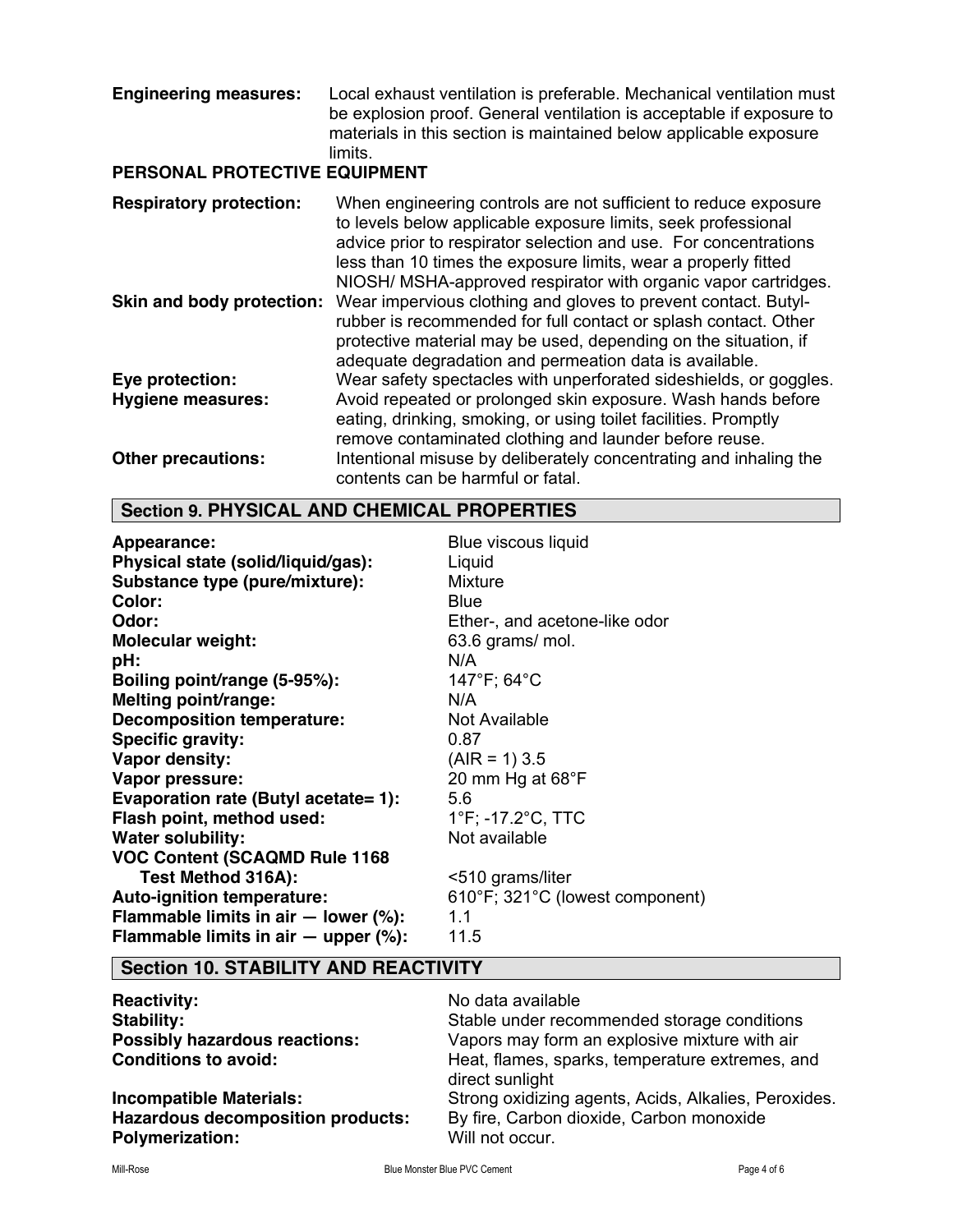**Engineering measures:** Local exhaust ventilation is preferable. Mechanical ventilation must be explosion proof. General ventilation is acceptable if exposure to materials in this section is maintained below applicable exposure limits.

**PERSONAL PROTECTIVE EQUIPMENT**

**Respiratory protection:** When engineering controls are not sufficient to reduce exposure to levels below applicable exposure limits, seek professional advice prior to respirator selection and use. For concentrations less than 10 times the exposure limits, wear a properly fitted NIOSH/ MSHA-approved respirator with organic vapor cartridges.

**Skin and body protection:** Wear impervious clothing and gloves to prevent contact. Butyl-rubber is recommended for full contact or splash contact. Other protective material may be used, depending on the situation, if adequate degradation and permeation data is available.

**Eye protection:** Wear safety spectacles with unperforated sideshields, or goggles.

**Hygiene measures:** Avoid repeated or prolonged skin exposure. Wash hands before eating, drinking, smoking, or using toilet facilities. Promptly remove contaminated clothing and launder before reuse.

**Other precautions:** Intentional misuse by deliberately concentrating and inhaling the contents can be harmful or fatal.

## Section 9. PHYSICAL AND CHEMICAL PROPERTIES

| | |
|---|---|
| **Appearance:** | Blue viscous liquid |
| **Physical state (solid/liquid/gas):** | Liquid |
| **Substance type (pure/mixture):** | Mixture |
| **Color:** | Blue |
| **Odor:** | Ether-, and acetone-like odor |
| **Molecular weight:** | 63.6 grams/ mol. |
| **pH:** | N/A |
| **Boiling point/range (5-95%):** | 147°F; 64°C |
| **Melting point/range:** | N/A |
| **Decomposition temperature:** | Not Available |
| **Specific gravity:** | 0.87 |
| **Vapor density:** | (AIR = 1) 3.5 |
| **Vapor pressure:** | 20 mm Hg at 68°F |
| **Evaporation rate (Butyl acetate= 1):** | 5.6 |
| **Flash point, method used:** | 1°F; -17.2°C, TTC |
| **Water solubility:** | Not available |
| **VOC Content (SCAQMD Rule 1168 Test Method 316A):** | <510 grams/liter |
| **Auto-ignition temperature:** | 610°F; 321°C (lowest component) |
| **Flammable limits in air — lower (%):** | 1.1 |
| **Flammable limits in air — upper (%):** | 11.5 |

## Section 10. STABILITY AND REACTIVITY

| | |
|---|---|
| **Reactivity:** | No data available |
| **Stability:** | Stable under recommended storage conditions |
| **Possibly hazardous reactions:** | Vapors may form an explosive mixture with air |
| **Conditions to avoid:** | Heat, flames, sparks, temperature extremes, and direct sunlight |
| **Incompatible Materials:** | Strong oxidizing agents, Acids, Alkalies, Peroxides. |
| **Hazardous decomposition products:** | By fire, Carbon dioxide, Carbon monoxide |
| **Polymerization:** | Will not occur. |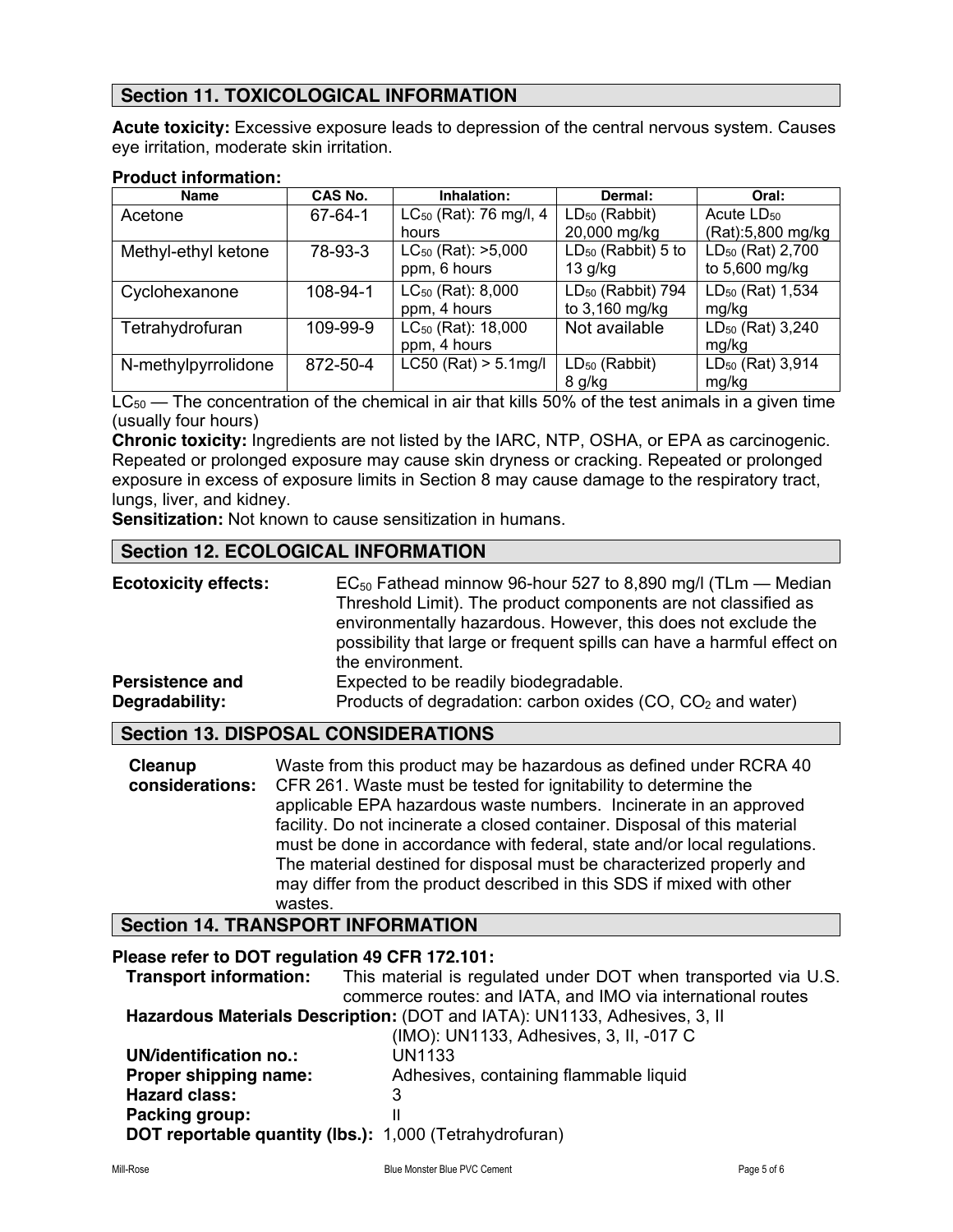## Section 11. TOXICOLOGICAL INFORMATION

**Acute toxicity:** Excessive exposure leads to depression of the central nervous system. Causes eye irritation, moderate skin irritation.

**Product information:**

| Name | CAS No. | Inhalation: | Dermal: | Oral: |
|---|---|---|---|---|
| Acetone | 67-64-1 | $LC_{50}$ (Rat): 76 mg/l, 4 hours | $LD_{50}$ (Rabbit) 20,000 mg/kg | Acute $LD_{50}$ (Rat):5,800 mg/kg |
| Methyl-ethyl ketone | 78-93-3 | $LC_{50}$ (Rat): >5,000 ppm, 6 hours | $LD_{50}$ (Rabbit) 5 to 13 g/kg | $LD_{50}$ (Rat) 2,700 to 5,600 mg/kg |
| Cyclohexanone | 108-94-1 | $LC_{50}$ (Rat): 8,000 ppm, 4 hours | $LD_{50}$ (Rabbit) 794 to 3,160 mg/kg | $LD_{50}$ (Rat) 1,534 mg/kg |
| Tetrahydrofuran | 109-99-9 | $LC_{50}$ (Rat): 18,000 ppm, 4 hours | Not available | $LD_{50}$ (Rat) 3,240 mg/kg |
| N-methylpyrrolidone | 872-50-4 | LC50 (Rat) > 5.1mg/l | $LD_{50}$ (Rabbit) 8 g/kg | $LD_{50}$ (Rat) 3,914 mg/kg |

$LC_{50}$ — The concentration of the chemical in air that kills 50% of the test animals in a given time (usually four hours)

**Chronic toxicity:** Ingredients are not listed by the IARC, NTP, OSHA, or EPA as carcinogenic. Repeated or prolonged exposure may cause skin dryness or cracking. Repeated or prolonged exposure in excess of exposure limits in Section 8 may cause damage to the respiratory tract, lungs, liver, and kidney.

**Sensitization:** Not known to cause sensitization in humans.

## Section 12. ECOLOGICAL INFORMATION

**Ecotoxicity effects:** $EC_{50}$ Fathead minnow 96-hour 527 to 8,890 mg/l (TLm — Median Threshold Limit). The product components are not classified as environmentally hazardous. However, this does not exclude the possibility that large or frequent spills can have a harmful effect on the environment.

**Persistence and Degradability:** Expected to be readily biodegradable. Products of degradation: carbon oxides (CO, $CO_2$ and water)

## Section 13. DISPOSAL CONSIDERATIONS

**Cleanup considerations:** Waste from this product may be hazardous as defined under RCRA 40 CFR 261. Waste must be tested for ignitability to determine the applicable EPA hazardous waste numbers. Incinerate in an approved facility. Do not incinerate a closed container. Disposal of this material must be done in accordance with federal, state and/or local regulations. The material destined for disposal must be characterized properly and may differ from the product described in this SDS if mixed with other wastes.

## Section 14. TRANSPORT INFORMATION

**Please refer to DOT regulation 49 CFR 172.101:**

**Transport information:** This material is regulated under DOT when transported via U.S. commerce routes: and IATA, and IMO via international routes

**Hazardous Materials Description:** (DOT and IATA): UN1133, Adhesives, 3, II
(IMO): UN1133, Adhesives, 3, II, -017 C

**UN/identification no.:** UN1133
**Proper shipping name:** Adhesives, containing flammable liquid
**Hazard class:** 3
**Packing group:** II
**DOT reportable quantity (lbs.):** 1,000 (Tetrahydrofuran)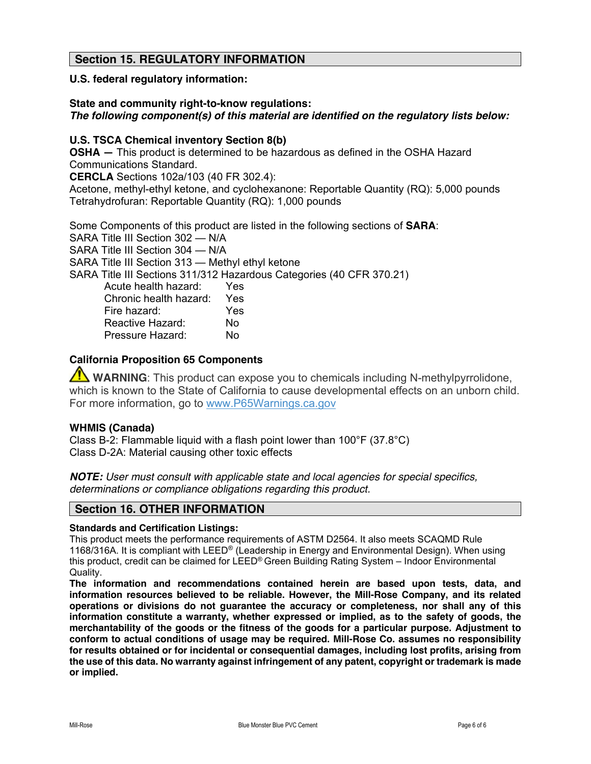## Section 15. REGULATORY INFORMATION

**U.S. federal regulatory information:**

**State and community right-to-know regulations:**
***The following component(s) of this material are identified on the regulatory lists below:***

**U.S. TSCA Chemical inventory Section 8(b)**
**OSHA —** This product is determined to be hazardous as defined in the OSHA Hazard Communications Standard.
**CERCLA** Sections 102a/103 (40 FR 302.4):
Acetone, methyl-ethyl ketone, and cyclohexanone: Reportable Quantity (RQ): 5,000 pounds
Tetrahydrofuran: Reportable Quantity (RQ): 1,000 pounds

Some Components of this product are listed in the following sections of **SARA**:
SARA Title III Section 302 — N/A
SARA Title III Section 304 — N/A
SARA Title III Section 313 — Methyl ethyl ketone
SARA Title III Sections 311/312 Hazardous Categories (40 CFR 370.21)

| | |
|---|---|
| Acute health hazard: | Yes |
| Chronic health hazard: | Yes |
| Fire hazard: | Yes |
| Reactive Hazard: | No |
| Pressure Hazard: | No |

**California Proposition 65 Components**

⚠ **WARNING**: This product can expose you to chemicals including N-methylpyrrolidone, which is known to the State of California to cause developmental effects on an unborn child. For more information, go to www.P65Warnings.ca.gov

**WHMIS (Canada)**
Class B-2: Flammable liquid with a flash point lower than 100°F (37.8°C)
Class D-2A: Material causing other toxic effects

***NOTE:*** *User must consult with applicable state and local agencies for special specifics, determinations or compliance obligations regarding this product.*

## Section 16. OTHER INFORMATION

**Standards and Certification Listings:**
This product meets the performance requirements of ASTM D2564. It also meets SCAQMD Rule 1168/316A. It is compliant with LEED® (Leadership in Energy and Environmental Design). When using this product, credit can be claimed for LEED® Green Building Rating System – Indoor Environmental Quality.

**The information and recommendations contained herein are based upon tests, data, and information resources believed to be reliable. However, the Mill-Rose Company, and its related operations or divisions do not guarantee the accuracy or completeness, nor shall any of this information constitute a warranty, whether expressed or implied, as to the safety of goods, the merchantability of the goods or the fitness of the goods for a particular purpose. Adjustment to conform to actual conditions of usage may be required. Mill-Rose Co. assumes no responsibility for results obtained or for incidental or consequential damages, including lost profits, arising from the use of this data. No warranty against infringement of any patent, copyright or trademark is made or implied.**